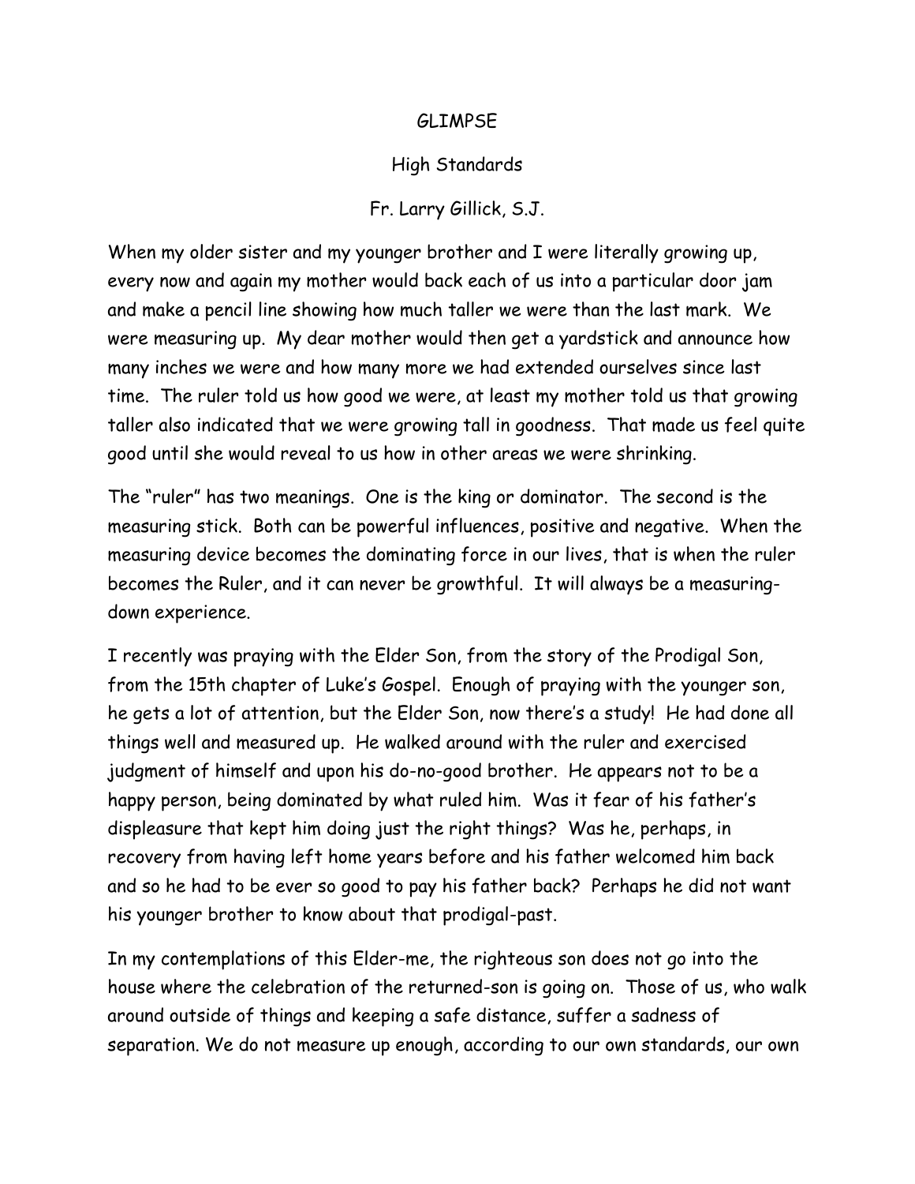# GLIMPSE

## High Standards

Fr. Larry Gillick, S.J.

When my older sister and my younger brother and I were literally growing up, every now and again my mother would back each of us into a particular door jam and make a pencil line showing how much taller we were than the last mark. We were measuring up. My dear mother would then get a yardstick and announce how many inches we were and how many more we had extended ourselves since last time. The ruler told us how good we were, at least my mother told us that growing taller also indicated that we were growing tall in goodness. That made us feel quite good until she would reveal to us how in other areas we were shrinking.

The "ruler" has two meanings. One is the king or dominator. The second is the measuring stick. Both can be powerful influences, positive and negative. When the measuring device becomes the dominating force in our lives, that is when the ruler becomes the Ruler, and it can never be growthful. It will always be a measuring-down experience.

I recently was praying with the Elder Son, from the story of the Prodigal Son, from the 15th chapter of Luke's Gospel. Enough of praying with the younger son, he gets a lot of attention, but the Elder Son, now there's a study! He had done all things well and measured up. He walked around with the ruler and exercised judgment of himself and upon his do-no-good brother. He appears not to be a happy person, being dominated by what ruled him. Was it fear of his father's displeasure that kept him doing just the right things? Was he, perhaps, in recovery from having left home years before and his father welcomed him back and so he had to be ever so good to pay his father back? Perhaps he did not want his younger brother to know about that prodigal-past.

In my contemplations of this Elder-me, the righteous son does not go into the house where the celebration of the returned-son is going on. Those of us, who walk around outside of things and keeping a safe distance, suffer a sadness of separation. We do not measure up enough, according to our own standards, our own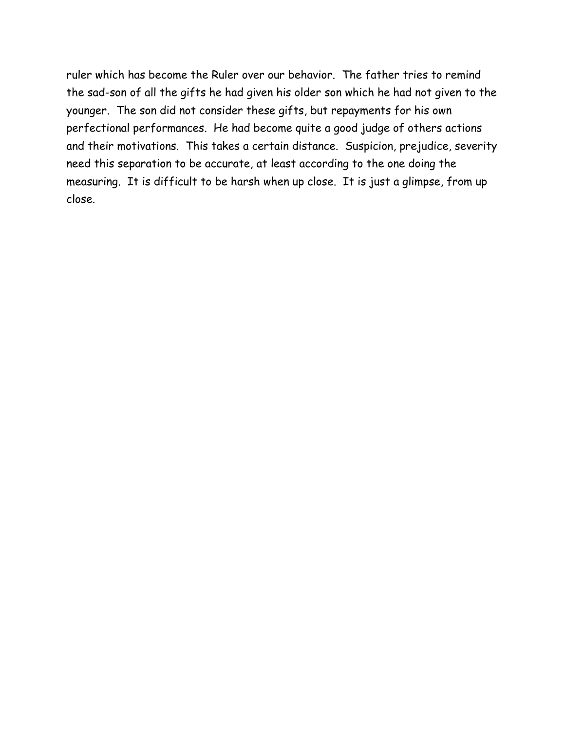ruler which has become the Ruler over our behavior. The father tries to remind the sad-son of all the gifts he had given his older son which he had not given to the younger. The son did not consider these gifts, but repayments for his own perfectional performances. He had become quite a good judge of others actions and their motivations. This takes a certain distance. Suspicion, prejudice, severity need this separation to be accurate, at least according to the one doing the measuring. It is difficult to be harsh when up close. It is just a glimpse, from up close.